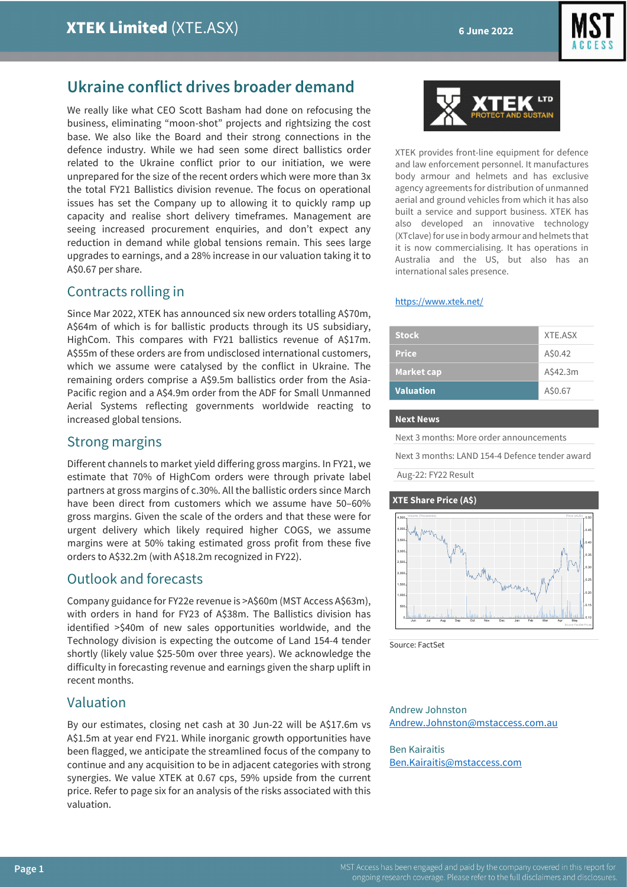# XTEK Limited (XTE.ASX)

6 June 2022

## Ukraine conflict drives broader demand

We really like what CEO Scott Basham had done on refocusing the business, eliminating "moon-shot" projects and rightsizing the cost base. We also like the Board and their strong connections in the defence industry. While we had seen some direct ballistics order related to the Ukraine conflict prior to our initiation, we were unprepared for the size of the recent orders which were more than 3x the total FY21 Ballistics division revenue. The focus on operational issues has set the Company up to allowing it to quickly ramp up capacity and realise short delivery timeframes. Management are seeing increased procurement enquiries, and don't expect any reduction in demand while global tensions remain. This sees large upgrades to earnings, and a 28% increase in our valuation taking it to A$0.67 per share.

### Contracts rolling in

Since Mar 2022, XTEK has announced six new orders totalling A$70m, A$64m of which is for ballistic products through its US subsidiary, HighCom. This compares with FY21 ballistics revenue of A$17m. A$55m of these orders are from undisclosed international customers, which we assume were catalysed by the conflict in Ukraine. The remaining orders comprise a A$9.5m ballistics order from the Asia-Pacific region and a A$4.9m order from the ADF for Small Unmanned Aerial Systems reflecting governments worldwide reacting to increased global tensions.

### Strong margins

Different channels to market yield differing gross margins. In FY21, we estimate that 70% of HighCom orders were through private label partners at gross margins of c.30%. All the ballistic orders since March have been direct from customers which we assume have 50–60% gross margins. Given the scale of the orders and that these were for urgent delivery which likely required higher COGS, we assume margins were at 50% taking estimated gross profit from these five orders to A$32.2m (with A$18.2m recognized in FY22).

### Outlook and forecasts

Company guidance for FY22e revenue is >A$60m (MST Access A$63m), with orders in hand for FY23 of A$38m. The Ballistics division has identified >$40m of new sales opportunities worldwide, and the Technology division is expecting the outcome of Land 154-4 tender shortly (likely value $25-50m over three years). We acknowledge the difficulty in forecasting revenue and earnings given the sharp uplift in recent months.

### Valuation

By our estimates, closing net cash at 30 Jun-22 will be A$17.6m vs A$1.5m at year end FY21. While inorganic growth opportunities have been flagged, we anticipate the streamlined focus of the company to continue and any acquisition to be in adjacent categories with strong synergies. We value XTEK at 0.67 cps, 59% upside from the current price. Refer to page six for an analysis of the risks associated with this valuation.

---

XTEK provides front-line equipment for defence and law enforcement personnel. It manufactures body armour and helmets and has exclusive agency agreements for distribution of unmanned aerial and ground vehicles from which it has also built a service and support business. XTEK has also developed an innovative technology (XTclave) for use in body armour and helmets that it is now commercialising. It has operations in Australia and the US, but also has an international sales presence.

https://www.xtek.net/

| Stock | XTE.ASX |
|---|---|
| Price | A$0.42 |
| Market cap | A$42.3m |
| Valuation | A$0.67 |

**Next News**

- Next 3 months: More order announcements
- Next 3 months: LAND 154-4 Defence tender award
- Aug-22: FY22 Result

**XTE Share Price (A$)**

Source: FactSet

Andrew Johnston
Andrew.Johnston@mstaccess.com.au

Ben Kairaitis
Ben.Kairaitis@mstaccess.com

MST Access has been engaged and paid by the company covered in this report for ongoing research coverage. Please refer to the full disclaimers and disclosures.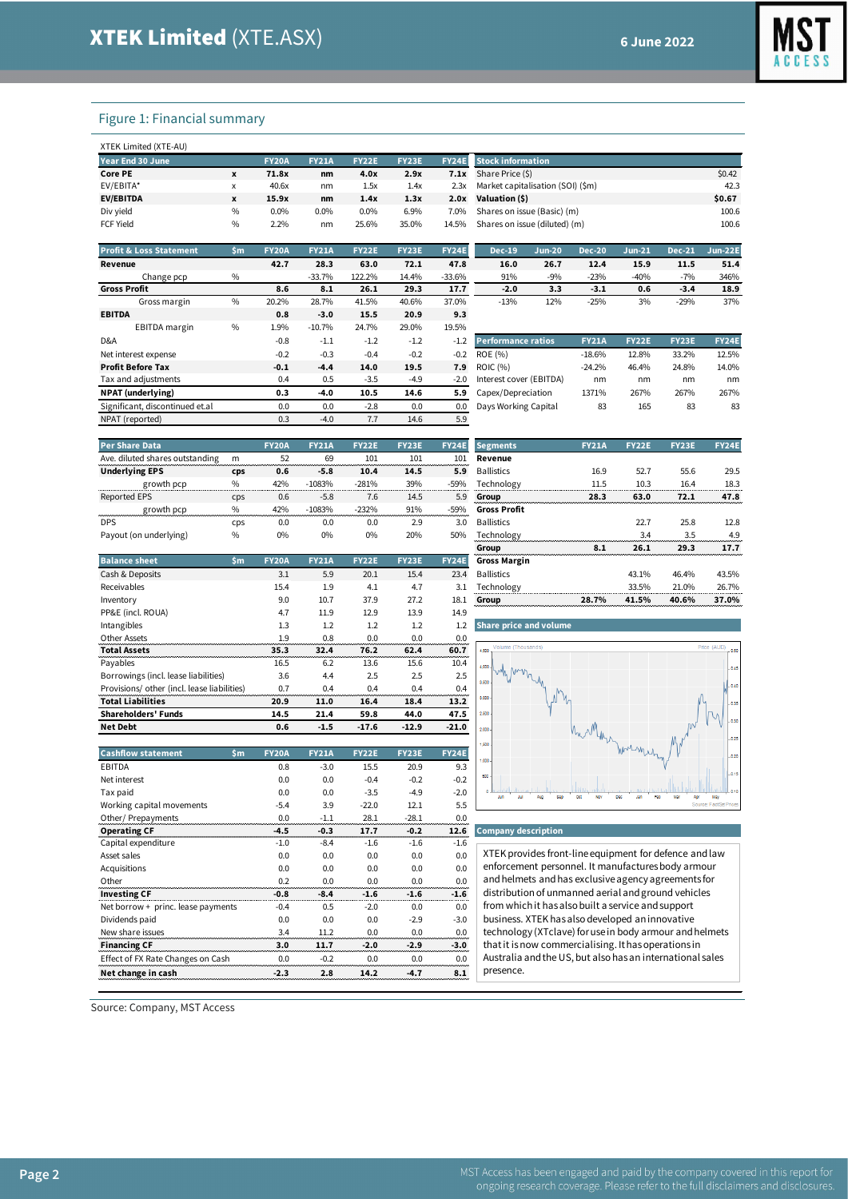## Figure 1: Financial summary

XTEK Limited (XTE-AU)

| Year End 30 June | | FY20A | FY21A | FY22E | FY23E | FY24E |
|---|---|---|---|---|---|---|
| **Core PE** | x | **71.8x** | **nm** | **4.0x** | **2.9x** | **7.1x** |
| EV/EBITA* | x | 40.6x | nm | 1.5x | 1.4x | 2.3x |
| **EV/EBITDA** | x | **15.9x** | **nm** | **1.4x** | **1.3x** | **2.0x** |
| Div yield | % | 0.0% | 0.0% | 0.0% | 6.9% | 7.0% |
| FCF Yield | % | 2.2% | nm | 25.6% | 35.0% | 14.5% |

| Stock information | |
|---|---|
| Share Price ($) | $0.42 |
| Market capitalisation (SOI) ($m) | 42.3 |
| **Valuation ($)** | **$0.67** |
| Shares on issue (Basic) (m) | 100.6 |
| Shares on issue (diluted) (m) | 100.6 |

| Profit & Loss Statement | $m | FY20A | FY21A | FY22E | FY23E | FY24E |
|---|---|---|---|---|---|---|
| **Revenue** | | **42.7** | **28.3** | **63.0** | **72.1** | **47.8** |
| Change pcp | % | | -33.7% | 122.2% | 14.4% | -33.6% |
| **Gross Profit** | | **8.6** | **8.1** | **26.1** | **29.3** | **17.7** |
| Gross margin | % | 20.2% | 28.7% | 41.5% | 40.6% | 37.0% |
| **EBITDA** | | **0.8** | **-3.0** | **15.5** | **20.9** | **9.3** |
| EBITDA margin | % | 1.9% | -10.7% | 24.7% | 29.0% | 19.5% |
| D&A | | -0.8 | -1.1 | -1.2 | -1.2 | -1.2 |
| Net interest expense | | -0.2 | -0.3 | -0.4 | -0.2 | -0.2 |
| **Profit Before Tax** | | **-0.1** | **-4.4** | **14.0** | **19.5** | **7.9** |
| Tax and adjustments | | 0.4 | 0.5 | -3.5 | -4.9 | -2.0 |
| **NPAT (underlying)** | | **0.3** | **-4.0** | **10.5** | **14.6** | **5.9** |
| Significant, discontinued et.al | | 0.0 | 0.0 | -2.8 | 0.0 | 0.0 |
| NPAT (reported) | | 0.3 | -4.0 | 7.7 | 14.6 | 5.9 |

| | Dec-19 | Jun-20 | Dec-20 | Jun-21 | Dec-21 | Jun-22E |
|---|---|---|---|---|---|---|
| Revenue | **16.0** | **26.7** | **12.4** | **15.9** | **11.5** | **51.4** |
| Change pcp | 91% | -9% | -23% | -40% | -7% | 346% |
| Gross Profit | **-2.0** | **3.3** | **-3.1** | **0.6** | **-3.4** | **18.9** |
| Gross margin | -13% | 12% | -25% | 3% | -29% | 37% |

| Performance ratios | FY21A | FY22E | FY23E | FY24E |
|---|---|---|---|---|
| ROE (%) | -18.6% | 12.8% | 33.2% | 12.5% |
| ROIC (%) | -24.2% | 46.4% | 24.8% | 14.0% |
| Interest cover (EBITDA) | nm | nm | nm | nm |
| Capex/Depreciation | 1371% | 267% | 267% | 267% |
| Days Working Capital | 83 | 165 | 83 | 83 |

| Per Share Data | | FY20A | FY21A | FY22E | FY23E | FY24E |
|---|---|---|---|---|---|---|
| Ave. diluted shares outstanding | m | 52 | 69 | 101 | 101 | 101 |
| **Underlying EPS** | cps | **0.6** | **-5.8** | **10.4** | **14.5** | **5.9** |
| growth pcp | % | 42% | -1083% | -281% | 39% | -59% |
| Reported EPS | cps | 0.6 | -5.8 | 7.6 | 14.5 | 5.9 |
| growth pcp | % | 42% | -1083% | -232% | 91% | -59% |
| DPS | cps | 0.0 | 0.0 | 0.0 | 2.9 | 3.0 |
| Payout (on underlying) | % | 0% | 0% | 0% | 20% | 50% |

| Segments | FY21A | FY22E | FY23E | FY24E |
|---|---|---|---|---|
| **Revenue** | | | | |
| Ballistics | 16.9 | 52.7 | 55.6 | 29.5 |
| Technology | 11.5 | 10.3 | 16.4 | 18.3 |
| **Group** | **28.3** | **63.0** | **72.1** | **47.8** |
| **Gross Profit** | | | | |
| Ballistics | | 22.7 | 25.8 | 12.8 |
| Technology | | 3.4 | 3.5 | 4.9 |
| **Group** | **8.1** | **26.1** | **29.3** | **17.7** |
| **Gross Margin** | | | | |
| Ballistics | | 43.1% | 46.4% | 43.5% |
| Technology | | 33.5% | 21.0% | 26.7% |
| **Group** | **28.7%** | **41.5%** | **40.6%** | **37.0%** |

| Balance sheet | $m | FY20A | FY21A | FY22E | FY23E | FY24E |
|---|---|---|---|---|---|---|
| Cash & Deposits | | 3.1 | 5.9 | 20.1 | 15.4 | 23.4 |
| Receivables | | 15.4 | 1.9 | 4.1 | 4.7 | 3.1 |
| Inventory | | 9.0 | 10.7 | 37.9 | 27.2 | 18.1 |
| PP&E (incl. ROUA) | | 4.7 | 11.9 | 12.9 | 13.9 | 14.9 |
| Intangibles | | 1.3 | 1.2 | 1.2 | 1.2 | 1.2 |
| Other Assets | | 1.9 | 0.8 | 0.0 | 0.0 | 0.0 |
| **Total Assets** | | **35.3** | **32.4** | **76.2** | **62.4** | **60.7** |
| Payables | | 16.5 | 6.2 | 13.6 | 15.6 | 10.4 |
| Borrowings (incl. lease liabilities) | | 3.6 | 4.4 | 2.5 | 2.5 | 2.5 |
| Provisions/ other (incl. lease liabilities) | | 0.7 | 0.4 | 0.4 | 0.4 | 0.4 |
| **Total Liabilities** | | **20.9** | **11.0** | **16.4** | **18.4** | **13.2** |
| **Shareholders' Funds** | | **14.5** | **21.4** | **59.8** | **44.0** | **47.5** |
| **Net Debt** | | **0.6** | **-1.5** | **-17.6** | **-12.9** | **-21.0** |

Share price and volume

| Cashflow statement | $m | FY20A | FY21A | FY22E | FY23E | FY24E |
|---|---|---|---|---|---|---|
| EBITDA | | 0.8 | -3.0 | 15.5 | 20.9 | 9.3 |
| Net interest | | 0.0 | 0.0 | -0.4 | -0.2 | -0.2 |
| Tax paid | | 0.0 | 0.0 | -3.5 | -4.9 | -2.0 |
| Working capital movements | | -5.4 | 3.9 | -22.0 | 12.1 | 5.5 |
| Other/ Prepayments | | 0.0 | -1.1 | 28.1 | -28.1 | 0.0 |
| **Operating CF** | | **-4.5** | **-0.3** | **17.7** | **-0.2** | **12.6** |
| Capital expenditure | | -1.0 | -8.4 | -1.6 | -1.6 | -1.6 |
| Asset sales | | 0.0 | 0.0 | 0.0 | 0.0 | 0.0 |
| Acquisitions | | 0.0 | 0.0 | 0.0 | 0.0 | 0.0 |
| Other | | 0.2 | 0.0 | 0.0 | 0.0 | 0.0 |
| **Investing CF** | | **-0.8** | **-8.4** | **-1.6** | **-1.6** | **-1.6** |
| Net borrow + princ. lease payments | | -0.4 | 0.5 | -2.0 | 0.0 | 0.0 |
| Dividends paid | | 0.0 | 0.0 | 0.0 | -2.9 | -3.0 |
| New share issues | | 3.4 | 11.2 | 0.0 | 0.0 | 0.0 |
| **Financing CF** | | **3.0** | **11.7** | **-2.0** | **-2.9** | **-3.0** |
| Effect of FX Rate Changes on Cash | | 0.0 | -0.2 | 0.0 | 0.0 | 0.0 |
| **Net change in cash** | | **-2.3** | **2.8** | **14.2** | **-4.7** | **8.1** |

**Company description**

XTEK provides front-line equipment for defence and law enforcement personnel. It manufactures body armour and helmets and has exclusive agency agreements for distribution of unmanned aerial and ground vehicles from which it has also built a service and support business. XTEK has also developed an innovative technology (XTclave) for use in body armour and helmets that it is now commercialising. It has operations in Australia and the US, but also has an international sales presence.

Source: Company, MST Access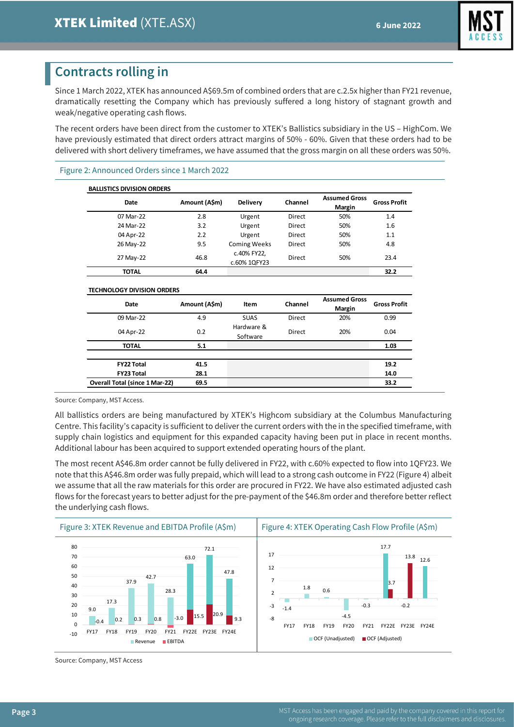## Contracts rolling in

Since 1 March 2022, XTEK has announced A$69.5m of combined orders that are c.2.5x higher than FY21 revenue, dramatically resetting the Company which has previously suffered a long history of stagnant growth and weak/negative operating cash flows.

The recent orders have been direct from the customer to XTEK's Ballistics subsidiary in the US – HighCom. We have previously estimated that direct orders attract margins of 50% - 60%. Given that these orders had to be delivered with short delivery timeframes, we have assumed that the gross margin on all these orders was 50%.

Figure 2: Announced Orders since 1 March 2022

**BALLISTICS DIVISION ORDERS**

| Date | Amount (A$m) | Delivery | Channel | Assumed Gross Margin | Gross Profit |
|---|---|---|---|---|---|
| 07 Mar-22 | 2.8 | Urgent | Direct | 50% | 1.4 |
| 24 Mar-22 | 3.2 | Urgent | Direct | 50% | 1.6 |
| 04 Apr-22 | 2.2 | Urgent | Direct | 50% | 1.1 |
| 26 May-22 | 9.5 | Coming Weeks | Direct | 50% | 4.8 |
| 27 May-22 | 46.8 | c.40% FY22, c.60% 1QFY23 | Direct | 50% | 23.4 |
| **TOTAL** | **64.4** | | | | **32.2** |

**TECHNOLOGY DIVISION ORDERS**

| Date | Amount (A$m) | Item | Channel | Assumed Gross Margin | Gross Profit |
|---|---|---|---|---|---|
| 09 Mar-22 | 4.9 | SUAS | Direct | 20% | 0.99 |
| 04 Apr-22 | 0.2 | Hardware & Software | Direct | 20% | 0.04 |
| **TOTAL** | **5.1** | | | | **1.03** |
| **FY22 Total** | **41.5** | | | | **19.2** |
| **FY23 Total** | **28.1** | | | | **14.0** |
| **Overall Total (since 1 Mar-22)** | **69.5** | | | | **33.2** |

Source: Company, MST Access.

All ballistics orders are being manufactured by XTEK's Highcom subsidiary at the Columbus Manufacturing Centre. This facility's capacity is sufficient to deliver the current orders with the in the specified timeframe, with supply chain logistics and equipment for this expanded capacity having been put in place in recent months. Additional labour has been acquired to support extended operating hours of the plant.

The most recent A$46.8m order cannot be fully delivered in FY22, with c.60% expected to flow into 1QFY23. We note that this A$46.8m order was fully prepaid, which will lead to a strong cash outcome in FY22 (Figure 4) albeit we assume that all the raw materials for this order are procured in FY22. We have also estimated adjusted cash flows for the forecast years to better adjust for the pre-payment of the $46.8m order and therefore better reflect the underlying cash flows.

Figure 3: XTEK Revenue and EBITDA Profile (A$m)

| | FY17 | FY18 | FY19 | FY20 | FY21 | FY22E | FY23E | FY24E |
|---|---|---|---|---|---|---|---|---|
| Revenue | 9.0 | 17.3 | 37.9 | 42.7 | 28.3 | 63.0 | 72.1 | 47.8 |
| EBITDA | -0.4 | 0.2 | 0.3 | 0.8 | -3.0 | 15.5 | 20.9 | 9.3 |

Figure 4: XTEK Operating Cash Flow Profile (A$m)

| | FY17 | FY18 | FY19 | FY20 | FY21 | FY22E | FY23E | FY24E |
|---|---|---|---|---|---|---|---|---|
| OCF (Unadjusted) | -1.4 | 1.8 | 0.6 | -4.5 | -0.3 | 17.7 | -0.2 | 12.6 |
| OCF (Adjusted) | | | | | | 3.7 | 13.8 | |

Source: Company, MST Access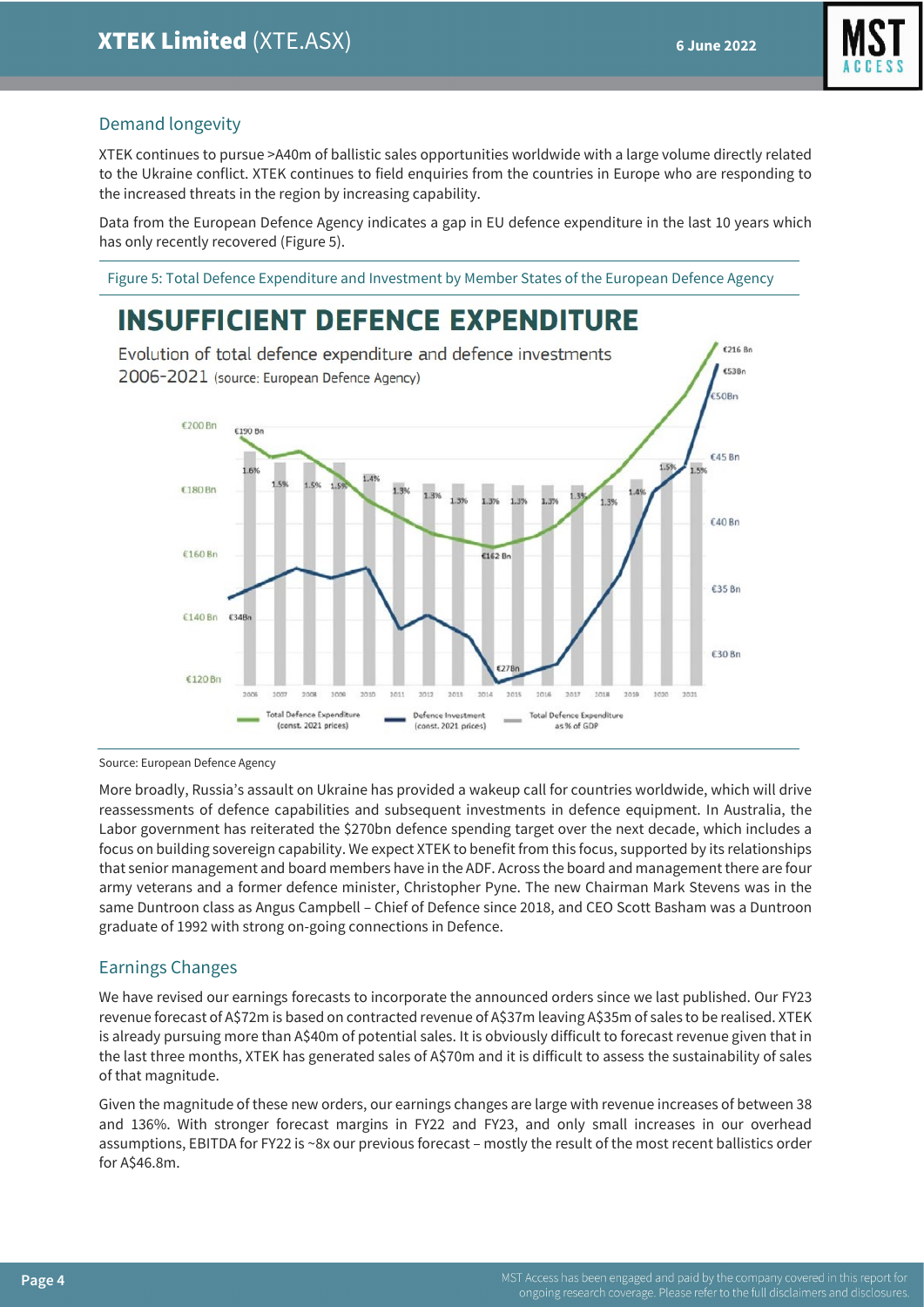## Demand longevity

XTEK continues to pursue >A40m of ballistic sales opportunities worldwide with a large volume directly related to the Ukraine conflict. XTEK continues to field enquiries from the countries in Europe who are responding to the increased threats in the region by increasing capability.

Data from the European Defence Agency indicates a gap in EU defence expenditure in the last 10 years which has only recently recovered (Figure 5).

Figure 5: Total Defence Expenditure and Investment by Member States of the European Defence Agency

Source: European Defence Agency

More broadly, Russia's assault on Ukraine has provided a wakeup call for countries worldwide, which will drive reassessments of defence capabilities and subsequent investments in defence equipment. In Australia, the Labor government has reiterated the $270bn defence spending target over the next decade, which includes a focus on building sovereign capability. We expect XTEK to benefit from this focus, supported by its relationships that senior management and board members have in the ADF. Across the board and management there are four army veterans and a former defence minister, Christopher Pyne. The new Chairman Mark Stevens was in the same Duntroon class as Angus Campbell – Chief of Defence since 2018, and CEO Scott Basham was a Duntroon graduate of 1992 with strong on-going connections in Defence.

## Earnings Changes

We have revised our earnings forecasts to incorporate the announced orders since we last published. Our FY23 revenue forecast of A$72m is based on contracted revenue of A$37m leaving A$35m of sales to be realised. XTEK is already pursuing more than A$40m of potential sales. It is obviously difficult to forecast revenue given that in the last three months, XTEK has generated sales of A$70m and it is difficult to assess the sustainability of sales of that magnitude.

Given the magnitude of these new orders, our earnings changes are large with revenue increases of between 38 and 136%. With stronger forecast margins in FY22 and FY23, and only small increases in our overhead assumptions, EBITDA for FY22 is ~8x our previous forecast – mostly the result of the most recent ballistics order for A$46.8m.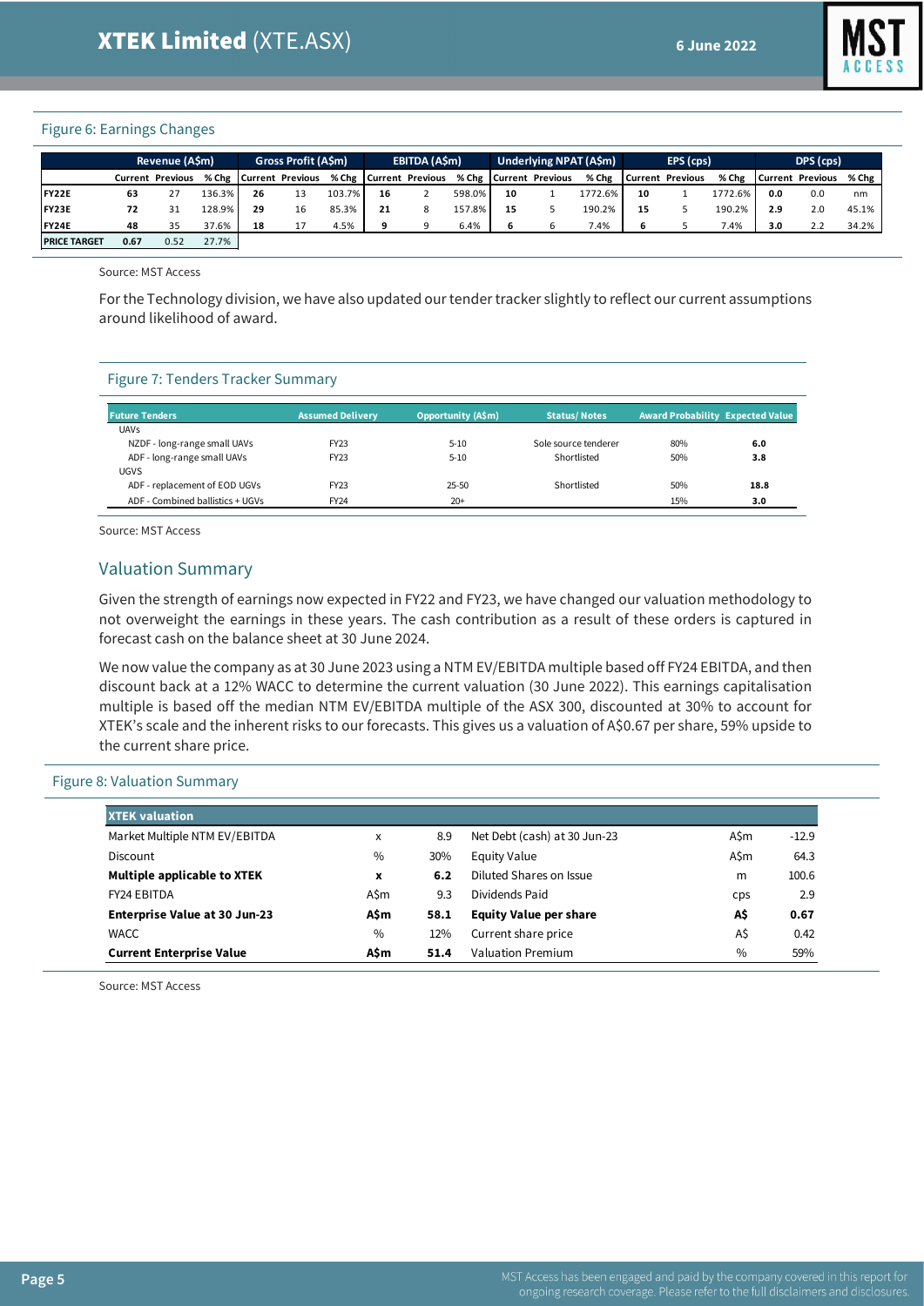Figure 6: Earnings Changes

| | Revenue (A$m) | | | Gross Profit (A$m) | | | EBITDA (A$m) | | | Underlying NPAT (A$m) | | | EPS (cps) | | | DPS (cps) | | |
|---|---|---|---|---|---|---|---|---|---|---|---|---|---|---|---|---|---|---|
| | Current | Previous | % Chg | Current | Previous | % Chg | Current | Previous | % Chg | Current | Previous | % Chg | Current | Previous | % Chg | Current | Previous | % Chg |
| **FY22E** | 63 | 27 | 136.3% | 26 | 13 | 103.7% | 16 | 2 | 598.0% | 10 | 1 | 1772.6% | 10 | 1 | 1772.6% | 0.0 | 0.0 | nm |
| **FY23E** | 72 | 31 | 128.9% | 29 | 16 | 85.3% | 21 | 8 | 157.8% | 15 | 5 | 190.2% | 15 | 5 | 190.2% | 2.9 | 2.0 | 45.1% |
| **FY24E** | 48 | 35 | 37.6% | 18 | 17 | 4.5% | 9 | 9 | 6.4% | 6 | 6 | 7.4% | 6 | 5 | 7.4% | 3.0 | 2.2 | 34.2% |
| **PRICE TARGET** | 0.67 | 0.52 | 27.7% | | | | | | | | | | | | | | | |

Source: MST Access

For the Technology division, we have also updated our tender tracker slightly to reflect our current assumptions around likelihood of award.

Figure 7: Tenders Tracker Summary

| Future Tenders | Assumed Delivery | Opportunity (A$m) | Status/ Notes | Award Probability | Expected Value |
|---|---|---|---|---|---|
| UAVs | | | | | |
| NZDF - long-range small UAVs | FY23 | 5-10 | Sole source tenderer | 80% | **6.0** |
| ADF - long-range small UAVs | FY23 | 5-10 | Shortlisted | 50% | **3.8** |
| UGVS | | | | | |
| ADF - replacement of EOD UGVs | FY23 | 25-50 | Shortlisted | 50% | **18.8** |
| ADF - Combined ballistics + UGVs | FY24 | 20+ | | 15% | **3.0** |

Source: MST Access

## Valuation Summary

Given the strength of earnings now expected in FY22 and FY23, we have changed our valuation methodology to not overweight the earnings in these years. The cash contribution as a result of these orders is captured in forecast cash on the balance sheet at 30 June 2024.

We now value the company as at 30 June 2023 using a NTM EV/EBITDA multiple based off FY24 EBITDA, and then discount back at a 12% WACC to determine the current valuation (30 June 2022). This earnings capitalisation multiple is based off the median NTM EV/EBITDA multiple of the ASX 300, discounted at 30% to account for XTEK's scale and the inherent risks to our forecasts. This gives us a valuation of A$0.67 per share, 59% upside to the current share price.

Figure 8: Valuation Summary

| XTEK valuation | | | | | |
|---|---|---|---|---|---|
| Market Multiple NTM EV/EBITDA | x | 8.9 | Net Debt (cash) at 30 Jun-23 | A$m | -12.9 |
| Discount | % | 30% | Equity Value | A$m | 64.3 |
| **Multiple applicable to XTEK** | **x** | **6.2** | Diluted Shares on Issue | m | 100.6 |
| FY24 EBITDA | A$m | 9.3 | Dividends Paid | cps | 2.9 |
| **Enterprise Value at 30 Jun-23** | **A$m** | **58.1** | **Equity Value per share** | **A$** | **0.67** |
| WACC | % | 12% | Current share price | A$ | 0.42 |
| **Current Enterprise Value** | **A$m** | **51.4** | Valuation Premium | % | 59% |

Source: MST Access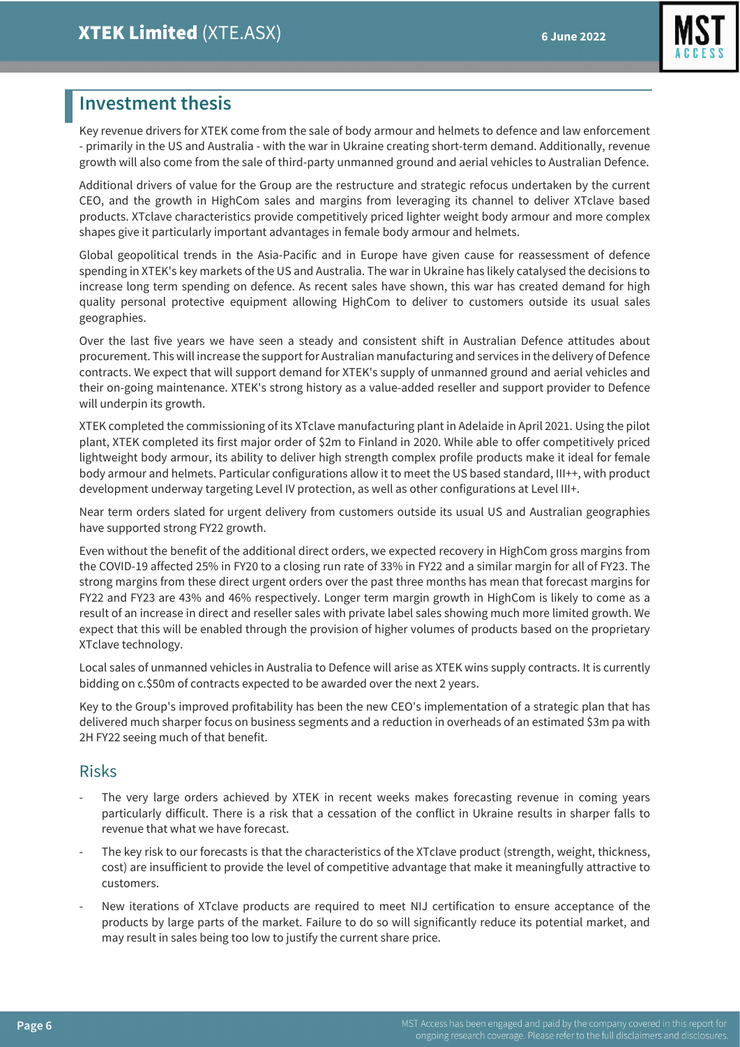## Investment thesis

Key revenue drivers for XTEK come from the sale of body armour and helmets to defence and law enforcement - primarily in the US and Australia - with the war in Ukraine creating short-term demand. Additionally, revenue growth will also come from the sale of third-party unmanned ground and aerial vehicles to Australian Defence.

Additional drivers of value for the Group are the restructure and strategic refocus undertaken by the current CEO, and the growth in HighCom sales and margins from leveraging its channel to deliver XTclave based products. XTclave characteristics provide competitively priced lighter weight body armour and more complex shapes give it particularly important advantages in female body armour and helmets.

Global geopolitical trends in the Asia-Pacific and in Europe have given cause for reassessment of defence spending in XTEK's key markets of the US and Australia. The war in Ukraine has likely catalysed the decisions to increase long term spending on defence. As recent sales have shown, this war has created demand for high quality personal protective equipment allowing HighCom to deliver to customers outside its usual sales geographies.

Over the last five years we have seen a steady and consistent shift in Australian Defence attitudes about procurement. This will increase the support for Australian manufacturing and services in the delivery of Defence contracts. We expect that will support demand for XTEK's supply of unmanned ground and aerial vehicles and their on-going maintenance. XTEK's strong history as a value-added reseller and support provider to Defence will underpin its growth.

XTEK completed the commissioning of its XTclave manufacturing plant in Adelaide in April 2021. Using the pilot plant, XTEK completed its first major order of $2m to Finland in 2020. While able to offer competitively priced lightweight body armour, its ability to deliver high strength complex profile products make it ideal for female body armour and helmets. Particular configurations allow it to meet the US based standard, III++, with product development underway targeting Level IV protection, as well as other configurations at Level III+.

Near term orders slated for urgent delivery from customers outside its usual US and Australian geographies have supported strong FY22 growth.

Even without the benefit of the additional direct orders, we expected recovery in HighCom gross margins from the COVID-19 affected 25% in FY20 to a closing run rate of 33% in FY22 and a similar margin for all of FY23. The strong margins from these direct urgent orders over the past three months has mean that forecast margins for FY22 and FY23 are 43% and 46% respectively. Longer term margin growth in HighCom is likely to come as a result of an increase in direct and reseller sales with private label sales showing much more limited growth. We expect that this will be enabled through the provision of higher volumes of products based on the proprietary XTclave technology.

Local sales of unmanned vehicles in Australia to Defence will arise as XTEK wins supply contracts. It is currently bidding on c.$50m of contracts expected to be awarded over the next 2 years.

Key to the Group's improved profitability has been the new CEO's implementation of a strategic plan that has delivered much sharper focus on business segments and a reduction in overheads of an estimated $3m pa with 2H FY22 seeing much of that benefit.

### Risks

- The very large orders achieved by XTEK in recent weeks makes forecasting revenue in coming years particularly difficult. There is a risk that a cessation of the conflict in Ukraine results in sharper falls to revenue that what we have forecast.
- The key risk to our forecasts is that the characteristics of the XTclave product (strength, weight, thickness, cost) are insufficient to provide the level of competitive advantage that make it meaningfully attractive to customers.
- New iterations of XTclave products are required to meet NIJ certification to ensure acceptance of the products by large parts of the market. Failure to do so will significantly reduce its potential market, and may result in sales being too low to justify the current share price.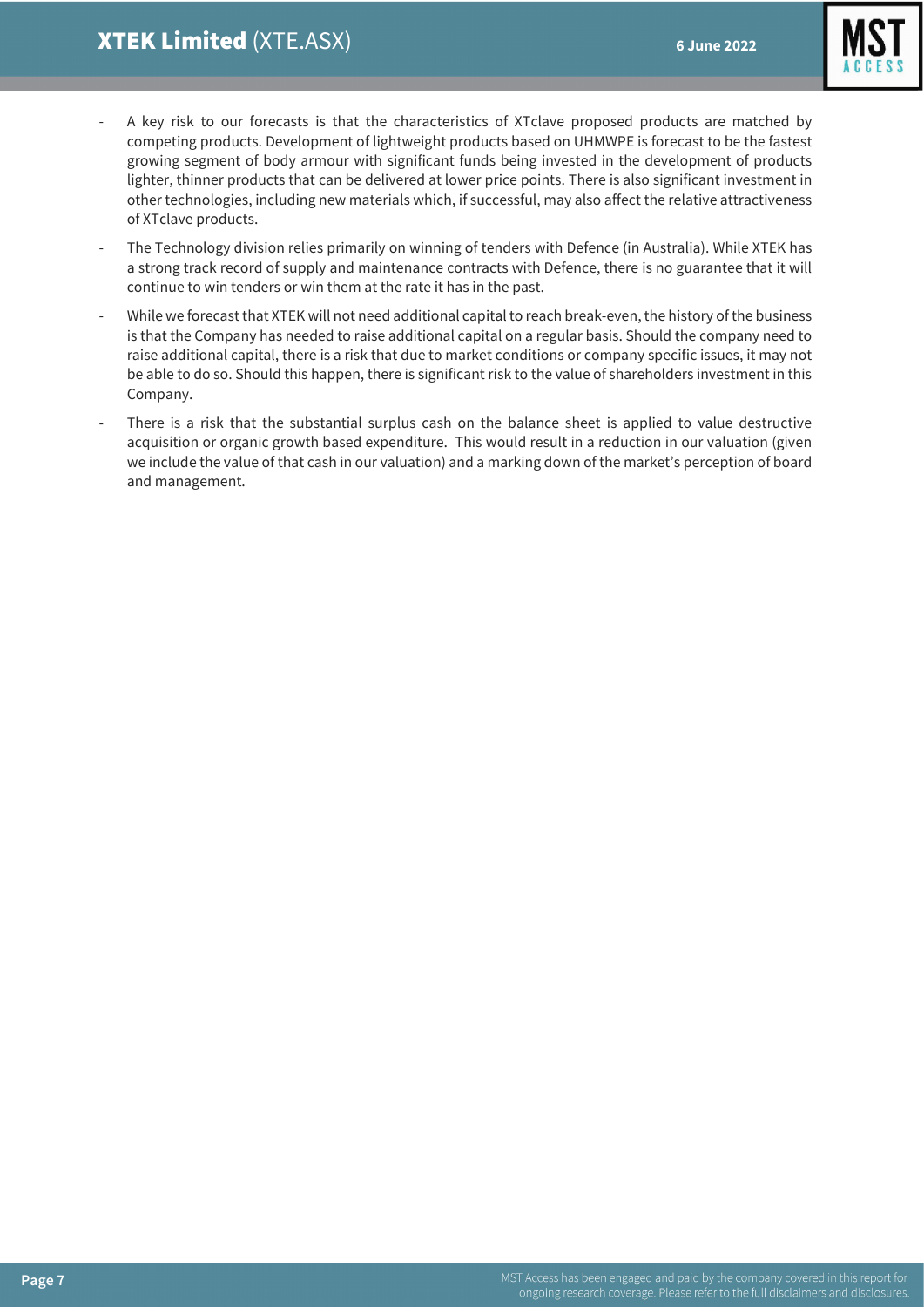- A key risk to our forecasts is that the characteristics of XTclave proposed products are matched by competing products. Development of lightweight products based on UHMWPE is forecast to be the fastest growing segment of body armour with significant funds being invested in the development of products lighter, thinner products that can be delivered at lower price points. There is also significant investment in other technologies, including new materials which, if successful, may also affect the relative attractiveness of XTclave products.
- The Technology division relies primarily on winning of tenders with Defence (in Australia). While XTEK has a strong track record of supply and maintenance contracts with Defence, there is no guarantee that it will continue to win tenders or win them at the rate it has in the past.
- While we forecast that XTEK will not need additional capital to reach break-even, the history of the business is that the Company has needed to raise additional capital on a regular basis. Should the company need to raise additional capital, there is a risk that due to market conditions or company specific issues, it may not be able to do so. Should this happen, there is significant risk to the value of shareholders investment in this Company.
- There is a risk that the substantial surplus cash on the balance sheet is applied to value destructive acquisition or organic growth based expenditure. This would result in a reduction in our valuation (given we include the value of that cash in our valuation) and a marking down of the market's perception of board and management.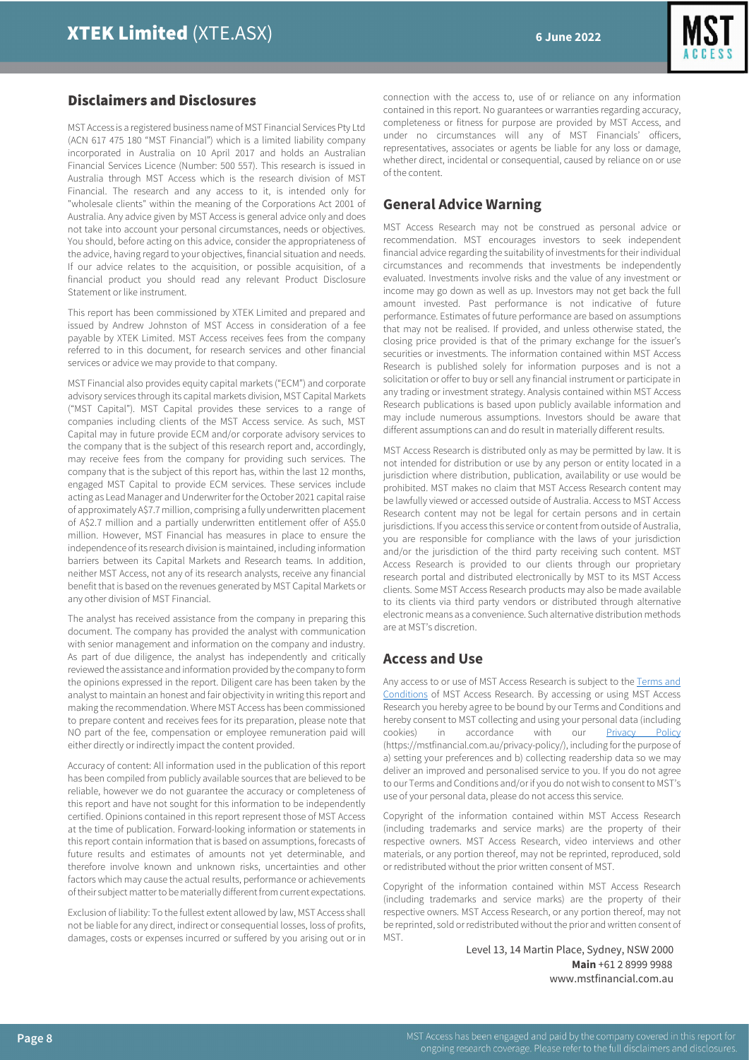## Disclaimers and Disclosures

MST Access is a registered business name of MST Financial Services Pty Ltd (ACN 617 475 180 "MST Financial") which is a limited liability company incorporated in Australia on 10 April 2017 and holds an Australian Financial Services Licence (Number: 500 557). This research is issued in Australia through MST Access which is the research division of MST Financial. The research and any access to it, is intended only for "wholesale clients" within the meaning of the Corporations Act 2001 of Australia. Any advice given by MST Access is general advice only and does not take into account your personal circumstances, needs or objectives. You should, before acting on this advice, consider the appropriateness of the advice, having regard to your objectives, financial situation and needs. If our advice relates to the acquisition, or possible acquisition, of a financial product you should read any relevant Product Disclosure Statement or like instrument.

This report has been commissioned by XTEK Limited and prepared and issued by Andrew Johnston of MST Access in consideration of a fee payable by XTEK Limited. MST Access receives fees from the company referred to in this document, for research services and other financial services or advice we may provide to that company.

MST Financial also provides equity capital markets ("ECM") and corporate advisory services through its capital markets division, MST Capital Markets ("MST Capital"). MST Capital provides these services to a range of companies including clients of the MST Access service. As such, MST Capital may in future provide ECM and/or corporate advisory services to the company that is the subject of this research report and, accordingly, may receive fees from the company for providing such services. The company that is the subject of this report has, within the last 12 months, engaged MST Capital to provide ECM services. These services include acting as Lead Manager and Underwriter for the October 2021 capital raise of approximately A$7.7 million, comprising a fully underwritten placement of A$2.7 million and a partially underwritten entitlement offer of A$5.0 million. However, MST Financial has measures in place to ensure the independence of its research division is maintained, including information barriers between its Capital Markets and Research teams. In addition, neither MST Access, not any of its research analysts, receive any financial benefit that is based on the revenues generated by MST Capital Markets or any other division of MST Financial.

The analyst has received assistance from the company in preparing this document. The company has provided the analyst with communication with senior management and information on the company and industry. As part of due diligence, the analyst has independently and critically reviewed the assistance and information provided by the company to form the opinions expressed in the report. Diligent care has been taken by the analyst to maintain an honest and fair objectivity in writing this report and making the recommendation. Where MST Access has been commissioned to prepare content and receives fees for its preparation, please note that NO part of the fee, compensation or employee remuneration paid will either directly or indirectly impact the content provided.

Accuracy of content: All information used in the publication of this report has been compiled from publicly available sources that are believed to be reliable, however we do not guarantee the accuracy or completeness of this report and have not sought for this information to be independently certified. Opinions contained in this report represent those of MST Access at the time of publication. Forward-looking information or statements in this report contain information that is based on assumptions, forecasts of future results and estimates of amounts not yet determinable, and therefore involve known and unknown risks, uncertainties and other factors which may cause the actual results, performance or achievements of their subject matter to be materially different from current expectations.

Exclusion of liability: To the fullest extent allowed by law, MST Access shall not be liable for any direct, indirect or consequential losses, loss of profits, damages, costs or expenses incurred or suffered by you arising out or in connection with the access to, use of or reliance on any information contained in this report. No guarantees or warranties regarding accuracy, completeness or fitness for purpose are provided by MST Access, and under no circumstances will any of MST Financials' officers, representatives, associates or agents be liable for any loss or damage, whether direct, incidental or consequential, caused by reliance on or use of the content.

## General Advice Warning

MST Access Research may not be construed as personal advice or recommendation. MST encourages investors to seek independent financial advice regarding the suitability of investments for their individual circumstances and recommends that investments be independently evaluated. Investments involve risks and the value of any investment or income may go down as well as up. Investors may not get back the full amount invested. Past performance is not indicative of future performance. Estimates of future performance are based on assumptions that may not be realised. If provided, and unless otherwise stated, the closing price provided is that of the primary exchange for the issuer's securities or investments. The information contained within MST Access Research is published solely for information purposes and is not a solicitation or offer to buy or sell any financial instrument or participate in any trading or investment strategy. Analysis contained within MST Access Research publications is based upon publicly available information and may include numerous assumptions. Investors should be aware that different assumptions can and do result in materially different results.

MST Access Research is distributed only as may be permitted by law. It is not intended for distribution or use by any person or entity located in a jurisdiction where distribution, publication, availability or use would be prohibited. MST makes no claim that MST Access Research content may be lawfully viewed or accessed outside of Australia. Access to MST Access Research content may not be legal for certain persons and in certain jurisdictions. If you access this service or content from outside of Australia, you are responsible for compliance with the laws of your jurisdiction and/or the jurisdiction of the third party receiving such content. MST Access Research is provided to our clients through our proprietary research portal and distributed electronically by MST to its MST Access clients. Some MST Access Research products may also be made available to its clients via third party vendors or distributed through alternative electronic means as a convenience. Such alternative distribution methods are at MST's discretion.

## Access and Use

Any access to or use of MST Access Research is subject to the Terms and Conditions of MST Access Research. By accessing or using MST Access Research you hereby agree to be bound by our Terms and Conditions and hereby consent to MST collecting and using your personal data (including cookies) in accordance with our Privacy Policy (https://mstfinancial.com.au/privacy-policy/), including for the purpose of a) setting your preferences and b) collecting readership data so we may deliver an improved and personalised service to you. If you do not agree to our Terms and Conditions and/or if you do not wish to consent to MST's use of your personal data, please do not access this service.

Copyright of the information contained within MST Access Research (including trademarks and service marks) are the property of their respective owners. MST Access Research, video interviews and other materials, or any portion thereof, may not be reprinted, reproduced, sold or redistributed without the prior written consent of MST.

Copyright of the information contained within MST Access Research (including trademarks and service marks) are the property of their respective owners. MST Access Research, or any portion thereof, may not be reprinted, sold or redistributed without the prior and written consent of MST.

Level 13, 14 Martin Place, Sydney, NSW 2000
**Main** +61 2 8999 9988
www.mstfinancial.com.au